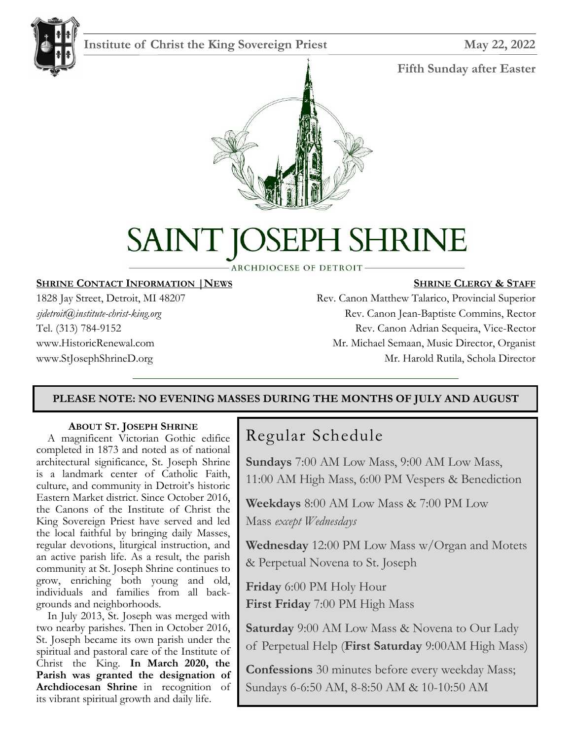**Institute of Christ the King Sovereign Priest** **May 22, 2022**

**Fifth Sunday after Easter**

# SAINT JOSEPH SHRINE

ARCHDIOCESE OF DETROIT

**SHRINE CONTACT INFORMATION | NEWS**

1828 Jay Street, Detroit, MI 48207
*sjdetroit@institute-christ-king.org*
Tel. (313) 784-9152
www.HistoricRenewal.com
www.StJosephShrineD.org

**SHRINE CLERGY & STAFF**

Rev. Canon Matthew Talarico, Provincial Superior
Rev. Canon Jean-Baptiste Commins, Rector
Rev. Canon Adrian Sequeira, Vice-Rector
Mr. Michael Semaan, Music Director, Organist
Mr. Harold Rutila, Schola Director

**PLEASE NOTE: NO EVENING MASSES DURING THE MONTHS OF JULY AND AUGUST**

**ABOUT ST. JOSEPH SHRINE**

A magnificent Victorian Gothic edifice completed in 1873 and noted as of national architectural significance, St. Joseph Shrine is a landmark center of Catholic Faith, culture, and community in Detroit's historic Eastern Market district. Since October 2016, the Canons of the Institute of Christ the King Sovereign Priest have served and led the local faithful by bringing daily Masses, regular devotions, liturgical instruction, and an active parish life. As a result, the parish community at St. Joseph Shrine continues to grow, enriching both young and old, individuals and families from all backgrounds and neighborhoods.

In July 2013, St. Joseph was merged with two nearby parishes. Then in October 2016, St. Joseph became its own parish under the spiritual and pastoral care of the Institute of Christ the King. **In March 2020, the Parish was granted the designation of Archdiocesan Shrine** in recognition of its vibrant spiritual growth and daily life.

## Regular Schedule

**Sundays** 7:00 AM Low Mass, 9:00 AM Low Mass, 11:00 AM High Mass, 6:00 PM Vespers & Benediction

**Weekdays** 8:00 AM Low Mass & 7:00 PM Low Mass *except Wednesdays*

**Wednesday** 12:00 PM Low Mass w/Organ and Motets & Perpetual Novena to St. Joseph

**Friday** 6:00 PM Holy Hour
**First Friday** 7:00 PM High Mass

**Saturday** 9:00 AM Low Mass & Novena to Our Lady of Perpetual Help (**First Saturday** 9:00AM High Mass)

**Confessions** 30 minutes before every weekday Mass; Sundays 6-6:50 AM, 8-8:50 AM & 10-10:50 AM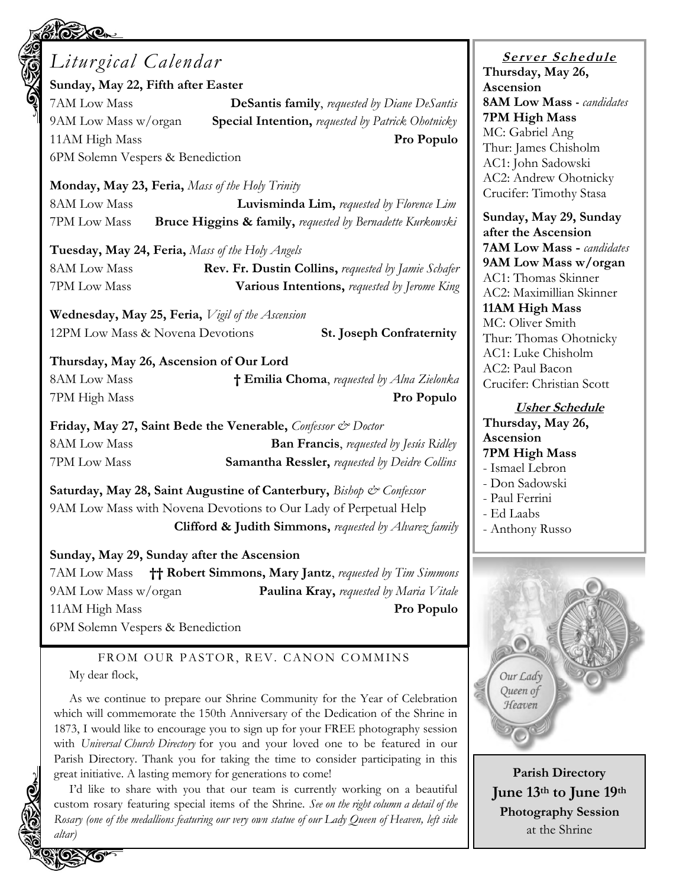## *Liturgical Calendar*

**Sunday, May 22, Fifth after Easter**

7AM Low Mass — **DeSantis family**, *requested by Diane DeSantis*
9AM Low Mass w/organ — **Special Intention,** *requested by Patrick Ohotnicky*
11AM High Mass — **Pro Populo**
6PM Solemn Vespers & Benediction

**Monday, May 23, Feria,** *Mass of the Holy Trinity*

8AM Low Mass — **Luvisminda Lim,** *requested by Florence Lim*
7PM Low Mass — **Bruce Higgins & family,** *requested by Bernadette Kurkowski*

**Tuesday, May 24, Feria,** *Mass of the Holy Angels*

8AM Low Mass — **Rev. Fr. Dustin Collins,** *requested by Jamie Schafer*
7PM Low Mass — **Various Intentions,** *requested by Jerome King*

**Wednesday, May 25, Feria,** *Vigil of the Ascension*

12PM Low Mass & Novena Devotions — **St. Joseph Confraternity**

**Thursday, May 26, Ascension of Our Lord**

8AM Low Mass — **† Emilia Choma**, *requested by Alna Zielonka*
7PM High Mass — **Pro Populo**

**Friday, May 27, Saint Bede the Venerable,** *Confessor & Doctor*

8AM Low Mass — **Ban Francis**, *requested by Jesús Ridley*
7PM Low Mass — **Samantha Ressler,** *requested by Deidre Collins*

**Saturday, May 28, Saint Augustine of Canterbury,** *Bishop & Confessor*

9AM Low Mass with Novena Devotions to Our Lady of Perpetual Help
**Clifford & Judith Simmons,** *requested by Alvarez family*

**Sunday, May 29, Sunday after the Ascension**

7AM Low Mass — **†† Robert Simmons, Mary Jantz**, *requested by Tim Simmons*
9AM Low Mass w/organ — **Paulina Kray,** *requested by Maria Vitale*
11AM High Mass — **Pro Populo**
6PM Solemn Vespers & Benediction

### FROM OUR PASTOR, REV. CANON COMMINS

My dear flock,

As we continue to prepare our Shrine Community for the Year of Celebration which will commemorate the 150th Anniversary of the Dedication of the Shrine in 1873, I would like to encourage you to sign up for your FREE photography session with *Universal Church Directory* for you and your loved one to be featured in our Parish Directory. Thank you for taking the time to consider participating in this great initiative. A lasting memory for generations to come!

I'd like to share with you that our team is currently working on a beautiful custom rosary featuring special items of the Shrine. *See on the right column a detail of the Rosary (one of the medallions featuring our very own statue of our Lady Queen of Heaven, left side altar)*

### Server Schedule

**Thursday, May 26, Ascension**
**8AM Low Mass** - *candidates*
**7PM High Mass**
MC: Gabriel Ang
Thur: James Chisholm
AC1: John Sadowski
AC2: Andrew Ohotnicky
Crucifer: Timothy Stasa

**Sunday, May 29, Sunday after the Ascension**
**7AM Low Mass** - *candidates*
**9AM Low Mass w/organ**
AC1: Thomas Skinner
AC2: Maximillian Skinner
**11AM High Mass**
MC: Oliver Smith
Thur: Thomas Ohotnicky
AC1: Luke Chisholm
AC2: Paul Bacon
Crucifer: Christian Scott

### Usher Schedule

**Thursday, May 26, Ascension**
**7PM High Mass**
- Ismael Lebron
- Don Sadowski
- Paul Ferrini
- Ed Laabs
- Anthony Russo

Our Lady Queen of Heaven

**Parish Directory**
**June 13th to June 19th**
**Photography Session**
at the Shrine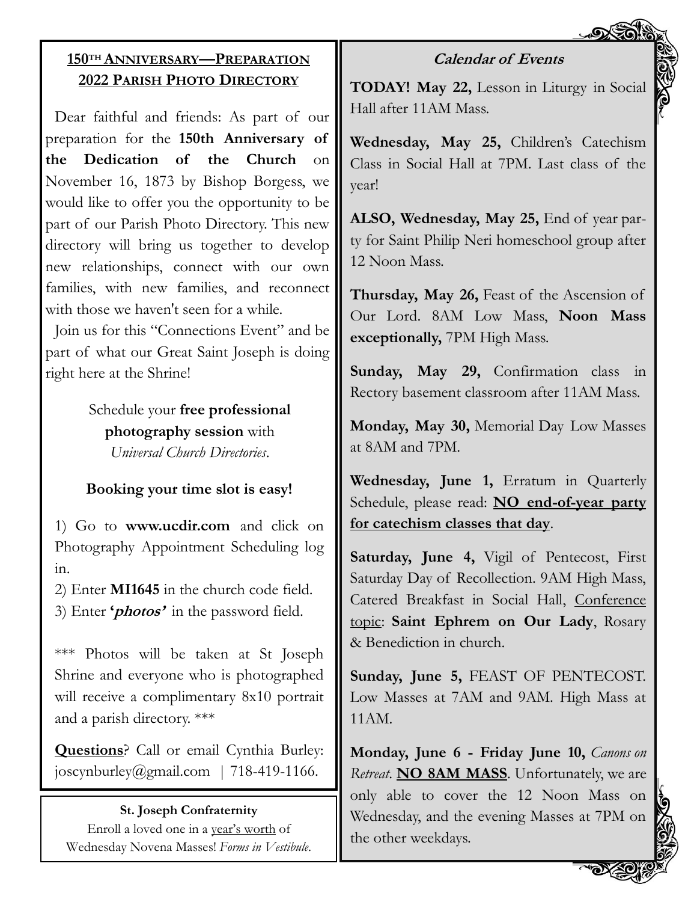## 150TH ANNIVERSARY—PREPARATION 2022 PARISH PHOTO DIRECTORY

Dear faithful and friends: As part of our preparation for the **150th Anniversary of the Dedication of the Church** on November 16, 1873 by Bishop Borgess, we would like to offer you the opportunity to be part of our Parish Photo Directory. This new directory will bring us together to develop new relationships, connect with our own families, with new families, and reconnect with those we haven't seen for a while.

Join us for this "Connections Event" and be part of what our Great Saint Joseph is doing right here at the Shrine!

Schedule your **free professional photography session** with *Universal Church Directories*.

**Booking your time slot is easy!**

1) Go to **www.ucdir.com** and click on Photography Appointment Scheduling log in.
2) Enter **MI1645** in the church code field.
3) Enter ***'photos'*** in the password field.

\*\*\* Photos will be taken at St Joseph Shrine and everyone who is photographed will receive a complimentary 8x10 portrait and a parish directory. \*\*\*

**Questions**? Call or email Cynthia Burley: joscynburley@gmail.com | 718-419-1166.

**St. Joseph Confraternity**
Enroll a loved one in a year's worth of Wednesday Novena Masses! *Forms in Vestibule*.

### Calendar of Events

**TODAY! May 22,** Lesson in Liturgy in Social Hall after 11AM Mass.

**Wednesday, May 25,** Children's Catechism Class in Social Hall at 7PM. Last class of the year!

**ALSO, Wednesday, May 25,** End of year party for Saint Philip Neri homeschool group after 12 Noon Mass.

**Thursday, May 26,** Feast of the Ascension of Our Lord. 8AM Low Mass, **Noon Mass exceptionally,** 7PM High Mass.

**Sunday, May 29,** Confirmation class in Rectory basement classroom after 11AM Mass.

**Monday, May 30,** Memorial Day Low Masses at 8AM and 7PM.

**Wednesday, June 1,** Erratum in Quarterly Schedule, please read: **NO end-of-year party for catechism classes that day**.

**Saturday, June 4,** Vigil of Pentecost, First Saturday Day of Recollection. 9AM High Mass, Catered Breakfast in Social Hall, Conference topic: **Saint Ephrem on Our Lady**, Rosary & Benediction in church.

**Sunday, June 5,** FEAST OF PENTECOST. Low Masses at 7AM and 9AM. High Mass at 11AM.

**Monday, June 6 - Friday June 10,** *Canons on Retreat*. **NO 8AM MASS**. Unfortunately, we are only able to cover the 12 Noon Mass on Wednesday, and the evening Masses at 7PM on the other weekdays.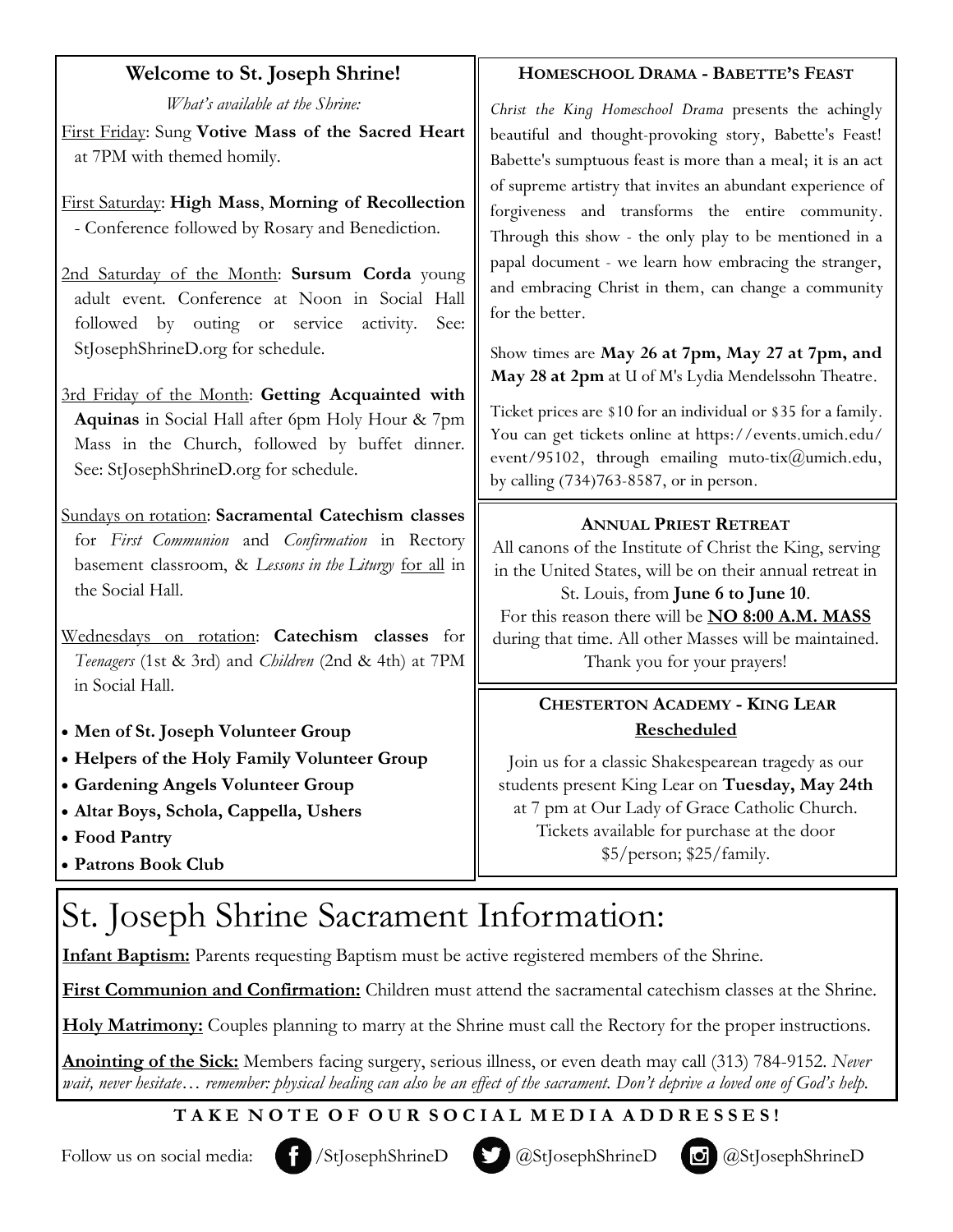## Welcome to St. Joseph Shrine!

*What's available at the Shrine:*

First Friday: Sung **Votive Mass of the Sacred Heart** at 7PM with themed homily.

First Saturday: **High Mass**, **Morning of Recollection** - Conference followed by Rosary and Benediction.

2nd Saturday of the Month: **Sursum Corda** young adult event. Conference at Noon in Social Hall followed by outing or service activity. See: StJosephShrineD.org for schedule.

3rd Friday of the Month: **Getting Acquainted with Aquinas** in Social Hall after 6pm Holy Hour & 7pm Mass in the Church, followed by buffet dinner. See: StJosephShrineD.org for schedule.

Sundays on rotation: **Sacramental Catechism classes** for *First Communion* and *Confirmation* in Rectory basement classroom, & *Lessons in the Liturgy* for all in the Social Hall.

Wednesdays on rotation: **Catechism classes** for *Teenagers* (1st & 3rd) and *Children* (2nd & 4th) at 7PM in Social Hall.

- **Men of St. Joseph Volunteer Group**
- **Helpers of the Holy Family Volunteer Group**
- **Gardening Angels Volunteer Group**
- **Altar Boys, Schola, Cappella, Ushers**
- **Food Pantry**
- **Patrons Book Club**

## Homeschool Drama - Babette's Feast

*Christ the King Homeschool Drama* presents the achingly beautiful and thought-provoking story, Babette's Feast! Babette's sumptuous feast is more than a meal; it is an act of supreme artistry that invites an abundant experience of forgiveness and transforms the entire community. Through this show - the only play to be mentioned in a papal document - we learn how embracing the stranger, and embracing Christ in them, can change a community for the better.

Show times are **May 26 at 7pm, May 27 at 7pm, and May 28 at 2pm** at U of M's Lydia Mendelssohn Theatre.

Ticket prices are $10 for an individual or $35 for a family. You can get tickets online at https://events.umich.edu/event/95102, through emailing muto-tix@umich.edu, by calling (734)763-8587, or in person.

## Annual Priest Retreat

All canons of the Institute of Christ the King, serving in the United States, will be on their annual retreat in St. Louis, from **June 6 to June 10**.
For this reason there will be **NO 8:00 A.M. MASS** during that time. All other Masses will be maintained.
Thank you for your prayers!

## Chesterton Academy - King Lear Rescheduled

Join us for a classic Shakespearean tragedy as our students present King Lear on **Tuesday, May 24th** at 7 pm at Our Lady of Grace Catholic Church.
Tickets available for purchase at the door
$5/person; $25/family.

# St. Joseph Shrine Sacrament Information:

**Infant Baptism:** Parents requesting Baptism must be active registered members of the Shrine.

**First Communion and Confirmation:** Children must attend the sacramental catechism classes at the Shrine.

**Holy Matrimony:** Couples planning to marry at the Shrine must call the Rectory for the proper instructions.

**Anointing of the Sick:** Members facing surgery, serious illness, or even death may call (313) 784-9152. *Never wait, never hesitate… remember: physical healing can also be an effect of the sacrament. Don't deprive a loved one of God's help.*

**TAKE NOTE OF OUR SOCIAL MEDIA ADDRESSES!**

Follow us on social media: /StJosephShrineD @StJosephShrineD @StJosephShrineD